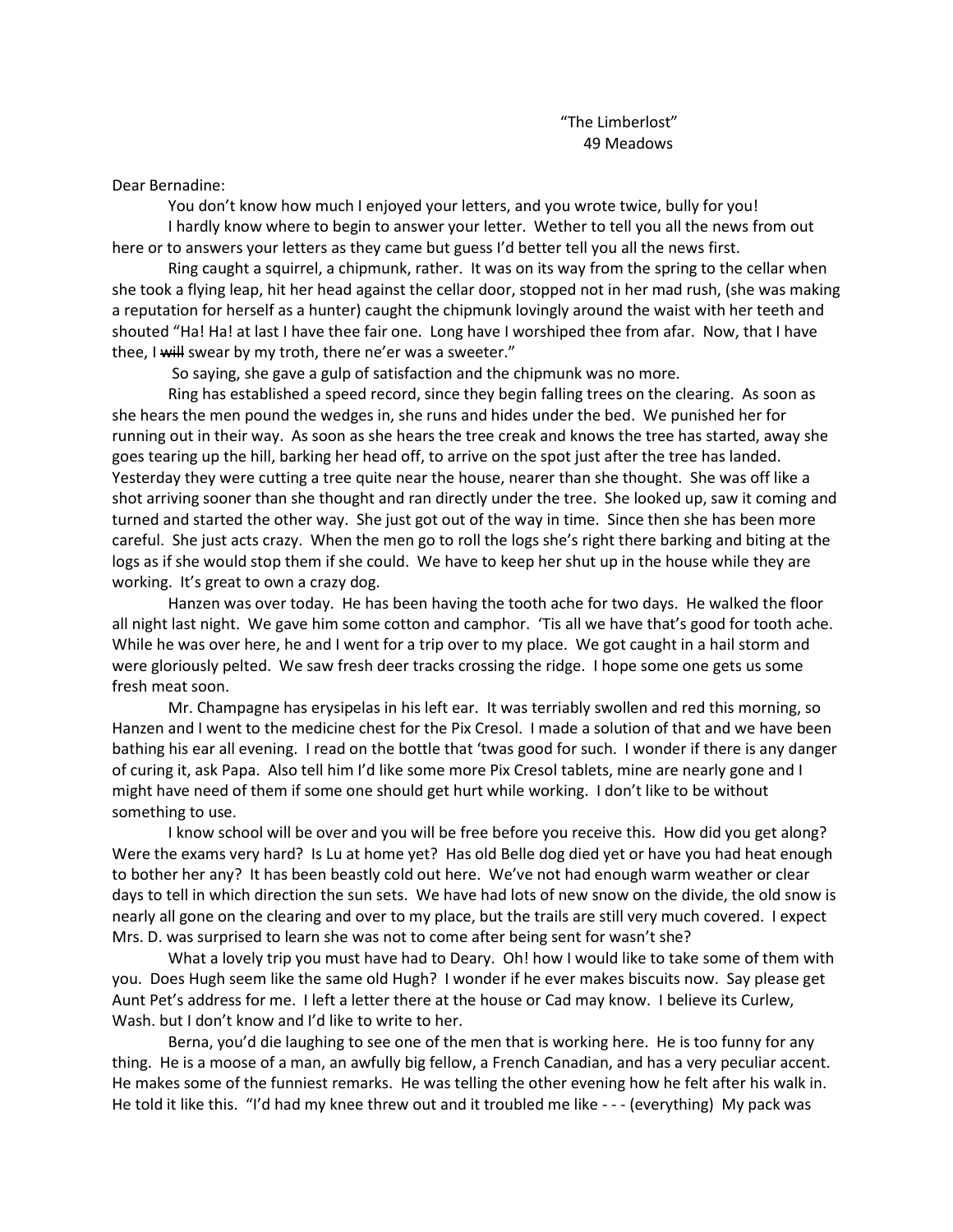"The Limberlost"
49 Meadows

Dear Bernadine:

You don't know how much I enjoyed your letters, and you wrote twice, bully for you!

I hardly know where to begin to answer your letter. Wether to tell you all the news from out here or to answers your letters as they came but guess I'd better tell you all the news first.

Ring caught a squirrel, a chipmunk, rather. It was on its way from the spring to the cellar when she took a flying leap, hit her head against the cellar door, stopped not in her mad rush, (she was making a reputation for herself as a hunter) caught the chipmunk lovingly around the waist with her teeth and shouted "Ha! Ha! at last I have thee fair one. Long have I worshiped thee from afar. Now, that I have thee, I ~~will~~ swear by my troth, there ne'er was a sweeter."

So saying, she gave a gulp of satisfaction and the chipmunk was no more.

Ring has established a speed record, since they begin falling trees on the clearing. As soon as she hears the men pound the wedges in, she runs and hides under the bed. We punished her for running out in their way. As soon as she hears the tree creak and knows the tree has started, away she goes tearing up the hill, barking her head off, to arrive on the spot just after the tree has landed. Yesterday they were cutting a tree quite near the house, nearer than she thought. She was off like a shot arriving sooner than she thought and ran directly under the tree. She looked up, saw it coming and turned and started the other way. She just got out of the way in time. Since then she has been more careful. She just acts crazy. When the men go to roll the logs she's right there barking and biting at the logs as if she would stop them if she could. We have to keep her shut up in the house while they are working. It's great to own a crazy dog.

Hanzen was over today. He has been having the tooth ache for two days. He walked the floor all night last night. We gave him some cotton and camphor. 'Tis all we have that's good for tooth ache. While he was over here, he and I went for a trip over to my place. We got caught in a hail storm and were gloriously pelted. We saw fresh deer tracks crossing the ridge. I hope some one gets us some fresh meat soon.

Mr. Champagne has erysipelas in his left ear. It was terribly swollen and red this morning, so Hanzen and I went to the medicine chest for the Pix Cresol. I made a solution of that and we have been bathing his ear all evening. I read on the bottle that 'twas good for such. I wonder if there is any danger of curing it, ask Papa. Also tell him I'd like some more Pix Cresol tablets, mine are nearly gone and I might have need of them if some one should get hurt while working. I don't like to be without something to use.

I know school will be over and you will be free before you receive this. How did you get along? Were the exams very hard? Is Lu at home yet? Has old Belle dog died yet or have you had heat enough to bother her any? It has been beastly cold out here. We've not had enough warm weather or clear days to tell in which direction the sun sets. We have had lots of new snow on the divide, the old snow is nearly all gone on the clearing and over to my place, but the trails are still very much covered. I expect Mrs. D. was surprised to learn she was not to come after being sent for wasn't she?

What a lovely trip you must have had to Deary. Oh! how I would like to take some of them with you. Does Hugh seem like the same old Hugh? I wonder if he ever makes biscuits now. Say please get Aunt Pet's address for me. I left a letter there at the house or Cad may know. I believe its Curlew, Wash. but I don't know and I'd like to write to her.

Berna, you'd die laughing to see one of the men that is working here. He is too funny for any thing. He is a moose of a man, an awfully big fellow, a French Canadian, and has a very peculiar accent. He makes some of the funniest remarks. He was telling the other evening how he felt after his walk in. He told it like this. "I'd had my knee threw out and it troubled me like - - - (everything) My pack was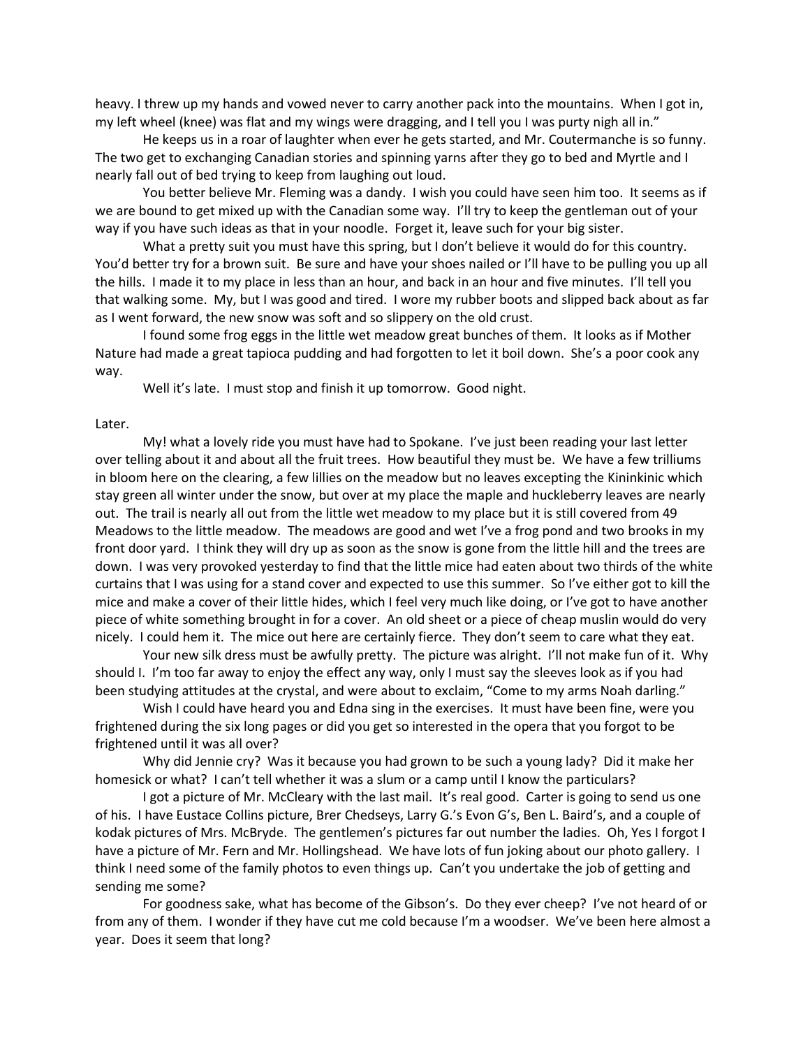heavy. I threw up my hands and vowed never to carry another pack into the mountains. When I got in, my left wheel (knee) was flat and my wings were dragging, and I tell you I was purty nigh all in."

He keeps us in a roar of laughter when ever he gets started, and Mr. Coutermanche is so funny. The two get to exchanging Canadian stories and spinning yarns after they go to bed and Myrtle and I nearly fall out of bed trying to keep from laughing out loud.

You better believe Mr. Fleming was a dandy. I wish you could have seen him too. It seems as if we are bound to get mixed up with the Canadian some way. I'll try to keep the gentleman out of your way if you have such ideas as that in your noodle. Forget it, leave such for your big sister.

What a pretty suit you must have this spring, but I don't believe it would do for this country. You'd better try for a brown suit. Be sure and have your shoes nailed or I'll have to be pulling you up all the hills. I made it to my place in less than an hour, and back in an hour and five minutes. I'll tell you that walking some. My, but I was good and tired. I wore my rubber boots and slipped back about as far as I went forward, the new snow was soft and so slippery on the old crust.

I found some frog eggs in the little wet meadow great bunches of them. It looks as if Mother Nature had made a great tapioca pudding and had forgotten to let it boil down. She's a poor cook any way.

Well it's late. I must stop and finish it up tomorrow. Good night.

Later.

My! what a lovely ride you must have had to Spokane. I've just been reading your last letter over telling about it and about all the fruit trees. How beautiful they must be. We have a few trilliums in bloom here on the clearing, a few lillies on the meadow but no leaves excepting the Kininkinic which stay green all winter under the snow, but over at my place the maple and huckleberry leaves are nearly out. The trail is nearly all out from the little wet meadow to my place but it is still covered from 49 Meadows to the little meadow. The meadows are good and wet I've a frog pond and two brooks in my front door yard. I think they will dry up as soon as the snow is gone from the little hill and the trees are down. I was very provoked yesterday to find that the little mice had eaten about two thirds of the white curtains that I was using for a stand cover and expected to use this summer. So I've either got to kill the mice and make a cover of their little hides, which I feel very much like doing, or I've got to have another piece of white something brought in for a cover. An old sheet or a piece of cheap muslin would do very nicely. I could hem it. The mice out here are certainly fierce. They don't seem to care what they eat.

Your new silk dress must be awfully pretty. The picture was alright. I'll not make fun of it. Why should I. I'm too far away to enjoy the effect any way, only I must say the sleeves look as if you had been studying attitudes at the crystal, and were about to exclaim, "Come to my arms Noah darling."

Wish I could have heard you and Edna sing in the exercises. It must have been fine, were you frightened during the six long pages or did you get so interested in the opera that you forgot to be frightened until it was all over?

Why did Jennie cry? Was it because you had grown to be such a young lady? Did it make her homesick or what? I can't tell whether it was a slum or a camp until I know the particulars?

I got a picture of Mr. McCleary with the last mail. It's real good. Carter is going to send us one of his. I have Eustace Collins picture, Brer Chedseys, Larry G.'s Evon G's, Ben L. Baird's, and a couple of kodak pictures of Mrs. McBryde. The gentlemen's pictures far out number the ladies. Oh, Yes I forgot I have a picture of Mr. Fern and Mr. Hollingshead. We have lots of fun joking about our photo gallery. I think I need some of the family photos to even things up. Can't you undertake the job of getting and sending me some?

For goodness sake, what has become of the Gibson's. Do they ever cheep? I've not heard of or from any of them. I wonder if they have cut me cold because I'm a woodser. We've been here almost a year. Does it seem that long?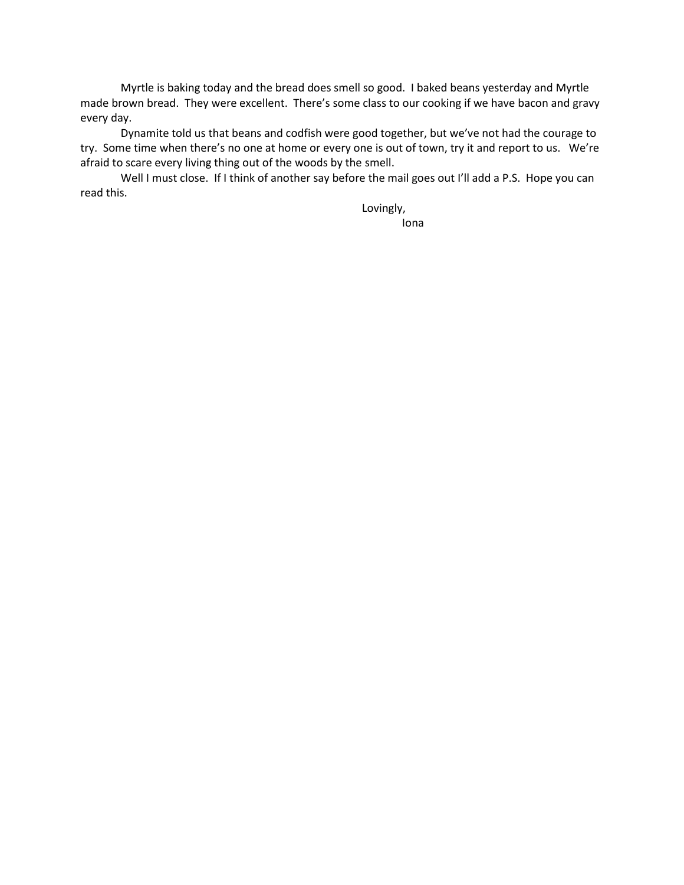Myrtle is baking today and the bread does smell so good. I baked beans yesterday and Myrtle made brown bread. They were excellent. There's some class to our cooking if we have bacon and gravy every day.

Dynamite told us that beans and codfish were good together, but we've not had the courage to try. Some time when there's no one at home or every one is out of town, try it and report to us. We're afraid to scare every living thing out of the woods by the smell.

Well I must close. If I think of another say before the mail goes out I'll add a P.S. Hope you can read this.

Lovingly,

Iona